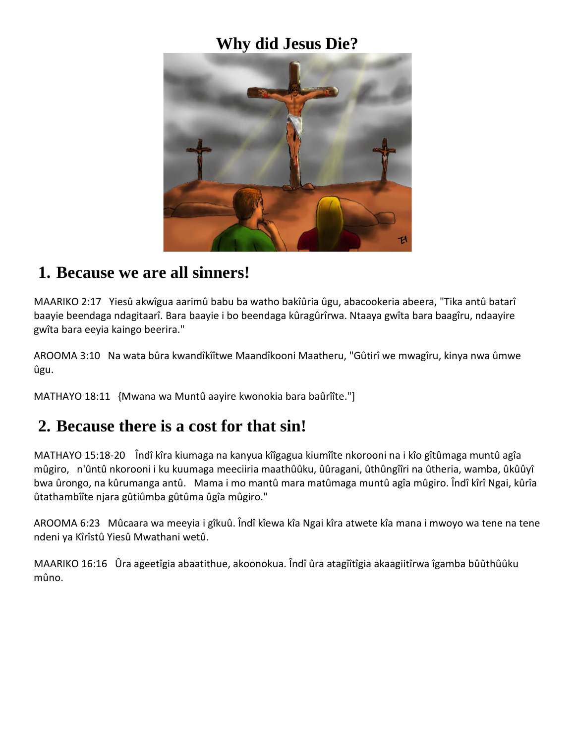# Why did Jesus Die?

## 1. Because we are all sinners!

MAARIKO 2:17   Yiesû akwîgua aarimû babu ba watho bakîûria ûgu, abacookeria abeera, "Tika antû batarî baayie beendaga ndagitaarî. Bara baayie i bo beendaga kûragûrîrwa. Ntaaya gwîta bara baagîru, ndaayire gwîta bara eeyia kaingo beerira."

AROOMA 3:10   Na wata bûra kwandîkîîtwe Maandîkooni Maatheru, "Gûtirî we mwagîru, kinya nwa ûmwe ûgu.

MATHAYO 18:11   {Mwana wa Muntû aayire kwonokia bara baûrîîte."]

## 2. Because there is a cost for that sin!

MATHAYO 15:18-20   Îndî kîra kiumaga na kanyua kîîgagua kiumîîte nkorooni na i kîo gîtûmaga muntû agîa mûgiro,   n'ûntû nkorooni i ku kuumaga meeciiria maathûûku, ûûragani, ûthûngîîri na ûtheria, wamba, ûkûûyî bwa ûrongo, na kûrumanga antû.   Mama i mo mantû mara matûmaga muntû agîa mûgiro. Îndî kîrî Ngai, kûrîa ûtathambîîte njara gûtiûmba gûtûma ûgîa mûgiro."

AROOMA 6:23   Mûcaara wa meeyia i gîkuû. Îndî kîewa kîa Ngai kîra atwete kîa mana i mwoyo wa tene na tene ndeni ya Kîrîstû Yiesû Mwathani wetû.

MAARIKO 16:16   Ûra ageetîgia abaatithue, akoonokua. Îndî ûra atagîîtîgia akaagiitîrwa îgamba bûûthûûku mûno.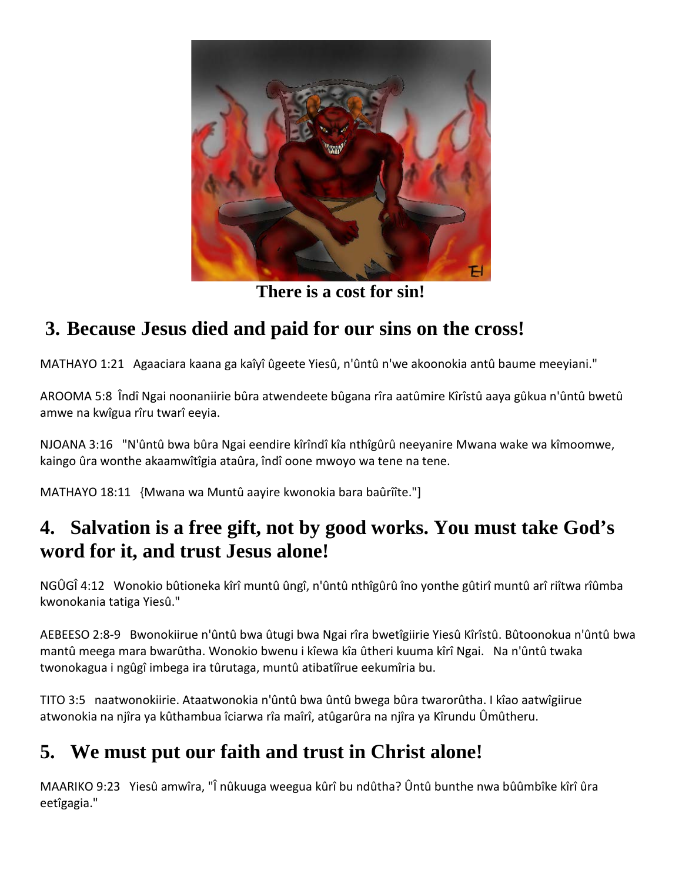There is a cost for sin!

## 3. Because Jesus died and paid for our sins on the cross!

MATHAYO 1:21 Agaaciara kaana ga kaîyî ûgeete Yiesû, n'ûntû n'we akoonokia antû baume meeyiani."

AROOMA 5:8 Îndî Ngai noonaniirie bûra atwendeete bûgana rîra aatûmire Kîrîstû aaya gûkua n'ûntû bwetû amwe na kwîgua rîru twarî eeyia.

NJOANA 3:16 "N'ûntû bwa bûra Ngai eendire kîrîndî kîa nthîgûrû neeyanire Mwana wake wa kîmoomwe, kaingo ûra wonthe akaamwîtîgia ataûra, îndî oone mwoyo wa tene na tene.

MATHAYO 18:11 {Mwana wa Muntû aayire kwonokia bara baûrîîte."]

## 4. Salvation is a free gift, not by good works. You must take God's word for it, and trust Jesus alone!

NGÛGÎ 4:12 Wonokio bûtioneka kîrî muntû ûngî, n'ûntû nthîgûrû îno yonthe gûtirî muntû arî riîtwa rîûmba kwonokania tatiga Yiesû."

AEBEESO 2:8-9 Bwonokiirue n'ûntû bwa ûtugi bwa Ngai rîra bwetîgiirie Yiesû Kîrîstû. Bûtoonokua n'ûntû bwa mantû meega mara bwarûtha. Wonokio bwenu i kîewa kîa ûtheri kuuma kîrî Ngai. Na n'ûntû twaka twonokagua i ngûgî imbega ira tûrutaga, muntû atibatîîrue eekumîria bu.

TITO 3:5 naatwonokiirie. Ataatwonokia n'ûntû bwa ûntû bwega bûra twarorûtha. I kîao aatwîgiirue atwonokia na njîra ya kûthambua îciarwa rîa maîrî, atûgarûra na njîra ya Kîrundu Ûmûtheru.

## 5. We must put our faith and trust in Christ alone!

MAARIKO 9:23 Yiesû amwîra, "Î nûkuuga weegua kûrî bu ndûtha? Ûntû bunthe nwa bûûmbîke kîrî ûra eetîgagia."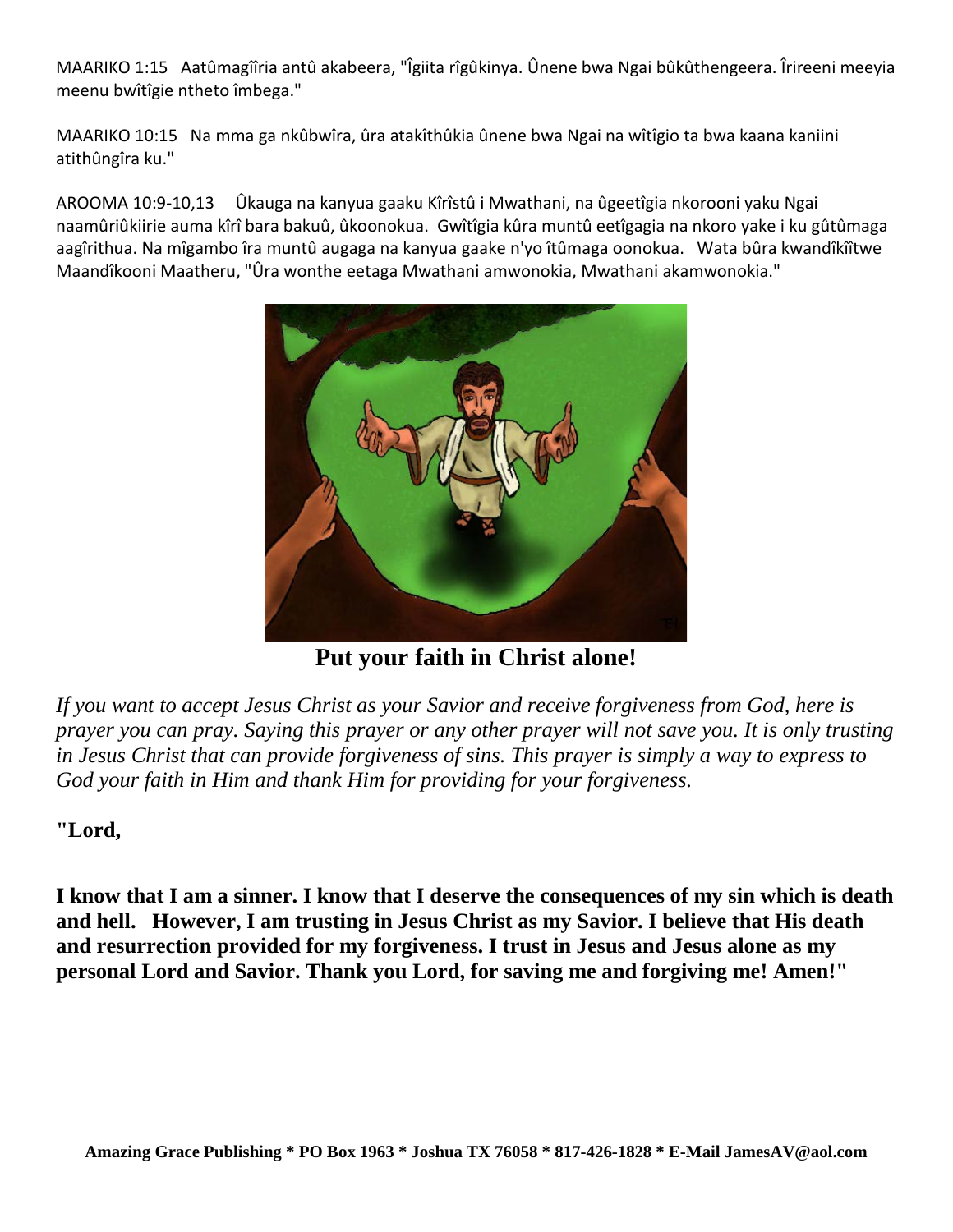MAARIKO 1:15 Aatûmagîîria antû akabeera, "Îgiita rîgûkinya. Ûnene bwa Ngai bûkûthengeera. Îrireeni meeyia meenu bwîtîgie ntheto îmbega."

MAARIKO 10:15 Na mma ga nkûbwîra, ûra atakîthûkia ûnene bwa Ngai na wîtîgio ta bwa kaana kaniini atithûngîra ku."

AROOMA 10:9-10,13 Ûkauga na kanyua gaaku Kîrîstû i Mwathani, na ûgeetîgia nkorooni yaku Ngai naamûriûkiirie auma kîrî bara bakuû, ûkoonokua. Gwîtîgia kûra muntû eetîgagia na nkoro yake i ku gûtûmaga aagîrithua. Na mîgambo îra muntû augaga na kanyua gaake n'yo îtûmaga oonokua. Wata bûra kwandîkîîtwe Maandîkooni Maatheru, "Ûra wonthe eetaga Mwathani amwonokia, Mwathani akamwonokia."

**Put your faith in Christ alone!**

*If you want to accept Jesus Christ as your Savior and receive forgiveness from God, here is prayer you can pray. Saying this prayer or any other prayer will not save you. It is only trusting in Jesus Christ that can provide forgiveness of sins. This prayer is simply a way to express to God your faith in Him and thank Him for providing for your forgiveness.*

**"Lord,**

**I know that I am a sinner. I know that I deserve the consequences of my sin which is death and hell. However, I am trusting in Jesus Christ as my Savior. I believe that His death and resurrection provided for my forgiveness. I trust in Jesus and Jesus alone as my personal Lord and Savior. Thank you Lord, for saving me and forgiving me! Amen!"**

**Amazing Grace Publishing * PO Box 1963 * Joshua TX 76058 * 817-426-1828 * E-Mail JamesAV@aol.com**